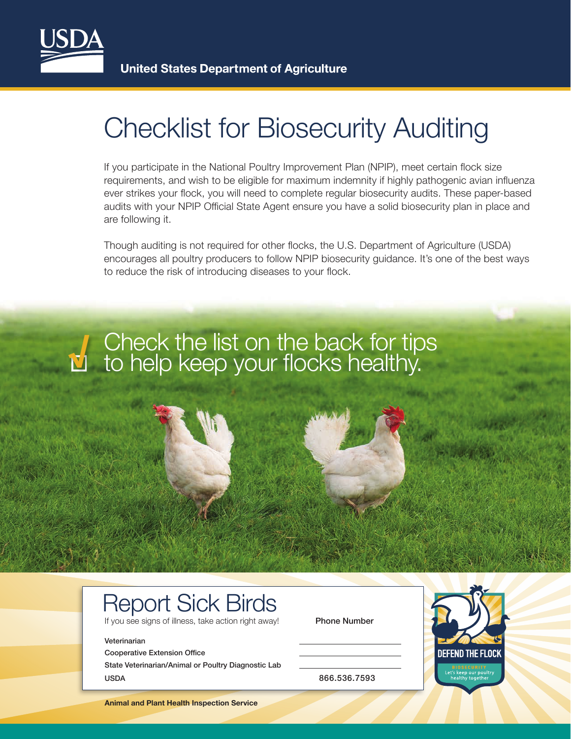USDA

United States Department of Agriculture

# Checklist for Biosecurity Auditing

If you participate in the National Poultry Improvement Plan (NPIP), meet certain flock size requirements, and wish to be eligible for maximum indemnity if highly pathogenic avian influenza ever strikes your flock, you will need to complete regular biosecurity audits. These paper-based audits with your NPIP Official State Agent ensure you have a solid biosecurity plan in place and are following it.

Though auditing is not required for other flocks, the U.S. Department of Agriculture (USDA) encourages all poultry producers to follow NPIP biosecurity guidance. It's one of the best ways to reduce the risk of introducing diseases to your flock.

## Check the list on the back for tips to help keep your flocks healthy.

## Report Sick Birds

If you see signs of illness, take action right away!

| | Phone Number |
|---|---|
| Veterinarian | |
| Cooperative Extension Office | |
| State Veterinarian/Animal or Poultry Diagnostic Lab | |
| USDA | 866.536.7593 |

DEFEND THE FLOCK

BIOSECURITY

Let's keep our poultry healthy together

**Animal and Plant Health Inspection Service**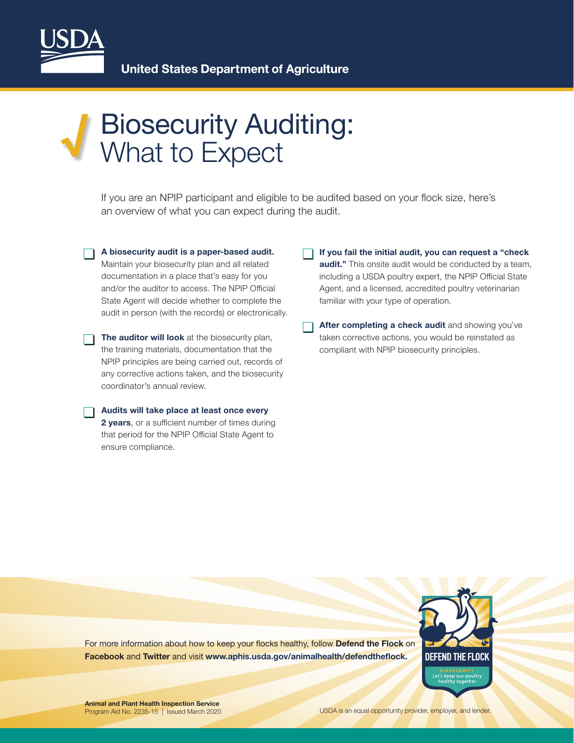United States Department of Agriculture

# Biosecurity Auditing: What to Expect

If you are an NPIP participant and eligible to be audited based on your flock size, here's an overview of what you can expect during the audit.

- **A biosecurity audit is a paper-based audit.** Maintain your biosecurity plan and all related documentation in a place that's easy for you and/or the auditor to access. The NPIP Official State Agent will decide whether to complete the audit in person (with the records) or electronically.
- **The auditor will look** at the biosecurity plan, the training materials, documentation that the NPIP principles are being carried out, records of any corrective actions taken, and the biosecurity coordinator's annual review.
- **Audits will take place at least once every 2 years**, or a sufficient number of times during that period for the NPIP Official State Agent to ensure compliance.
- **If you fail the initial audit, you can request a "check audit."** This onsite audit would be conducted by a team, including a USDA poultry expert, the NPIP Official State Agent, and a licensed, accredited poultry veterinarian familiar with your type of operation.
- **After completing a check audit** and showing you've taken corrective actions, you would be reinstated as compliant with NPIP biosecurity principles.

For more information about how to keep your flocks healthy, follow **Defend the Flock** on **Facebook** and **Twitter** and visit **www.aphis.usda.gov/animalhealth/defendtheflock.**

DEFEND THE FLOCK
BIOSECURITY
Let's keep our poultry healthy together

**Animal and Plant Health Inspection Service**
Program Aid No. 2235-15 | Issued March 2020

USDA is an equal opportunity provider, employer, and lender.